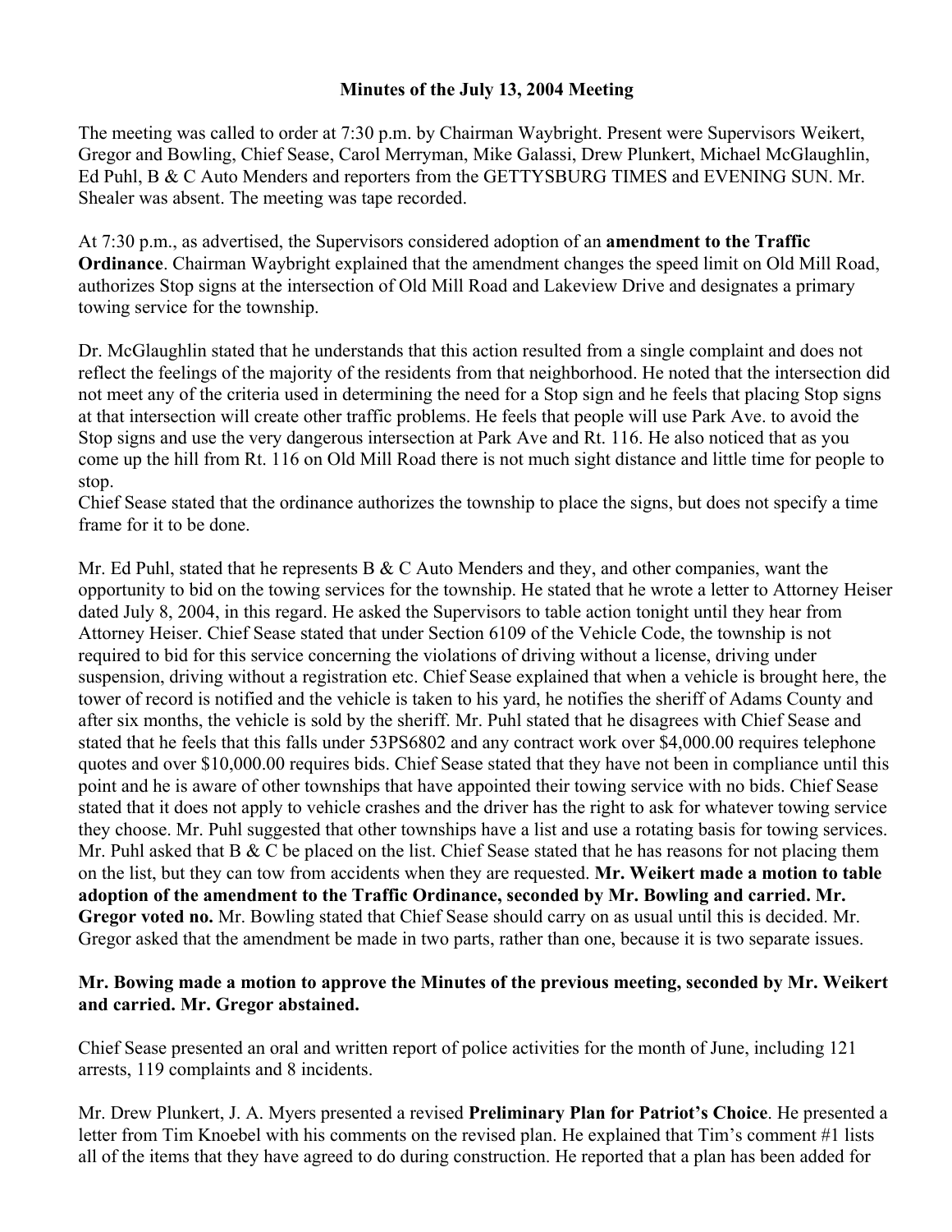**Minutes of the July 13, 2004 Meeting**

The meeting was called to order at 7:30 p.m. by Chairman Waybright. Present were Supervisors Weikert, Gregor and Bowling, Chief Sease, Carol Merryman, Mike Galassi, Drew Plunkert, Michael McGlaughlin, Ed Puhl, B & C Auto Menders and reporters from the GETTYSBURG TIMES and EVENING SUN. Mr. Shealer was absent. The meeting was tape recorded.

At 7:30 p.m., as advertised, the Supervisors considered adoption of an **amendment to the Traffic Ordinance**. Chairman Waybright explained that the amendment changes the speed limit on Old Mill Road, authorizes Stop signs at the intersection of Old Mill Road and Lakeview Drive and designates a primary towing service for the township.

Dr. McGlaughlin stated that he understands that this action resulted from a single complaint and does not reflect the feelings of the majority of the residents from that neighborhood. He noted that the intersection did not meet any of the criteria used in determining the need for a Stop sign and he feels that placing Stop signs at that intersection will create other traffic problems. He feels that people will use Park Ave. to avoid the Stop signs and use the very dangerous intersection at Park Ave and Rt. 116. He also noticed that as you come up the hill from Rt. 116 on Old Mill Road there is not much sight distance and little time for people to stop.
Chief Sease stated that the ordinance authorizes the township to place the signs, but does not specify a time frame for it to be done.

Mr. Ed Puhl, stated that he represents B & C Auto Menders and they, and other companies, want the opportunity to bid on the towing services for the township. He stated that he wrote a letter to Attorney Heiser dated July 8, 2004, in this regard. He asked the Supervisors to table action tonight until they hear from Attorney Heiser. Chief Sease stated that under Section 6109 of the Vehicle Code, the township is not required to bid for this service concerning the violations of driving without a license, driving under suspension, driving without a registration etc. Chief Sease explained that when a vehicle is brought here, the tower of record is notified and the vehicle is taken to his yard, he notifies the sheriff of Adams County and after six months, the vehicle is sold by the sheriff. Mr. Puhl stated that he disagrees with Chief Sease and stated that he feels that this falls under 53PS6802 and any contract work over $4,000.00 requires telephone quotes and over $10,000.00 requires bids. Chief Sease stated that they have not been in compliance until this point and he is aware of other townships that have appointed their towing service with no bids. Chief Sease stated that it does not apply to vehicle crashes and the driver has the right to ask for whatever towing service they choose. Mr. Puhl suggested that other townships have a list and use a rotating basis for towing services. Mr. Puhl asked that B & C be placed on the list. Chief Sease stated that he has reasons for not placing them on the list, but they can tow from accidents when they are requested. **Mr. Weikert made a motion to table adoption of the amendment to the Traffic Ordinance, seconded by Mr. Bowling and carried. Mr. Gregor voted no.** Mr. Bowling stated that Chief Sease should carry on as usual until this is decided. Mr. Gregor asked that the amendment be made in two parts, rather than one, because it is two separate issues.

**Mr. Bowing made a motion to approve the Minutes of the previous meeting, seconded by Mr. Weikert and carried. Mr. Gregor abstained.**

Chief Sease presented an oral and written report of police activities for the month of June, including 121 arrests, 119 complaints and 8 incidents.

Mr. Drew Plunkert, J. A. Myers presented a revised **Preliminary Plan for Patriot's Choice**. He presented a letter from Tim Knoebel with his comments on the revised plan. He explained that Tim's comment #1 lists all of the items that they have agreed to do during construction. He reported that a plan has been added for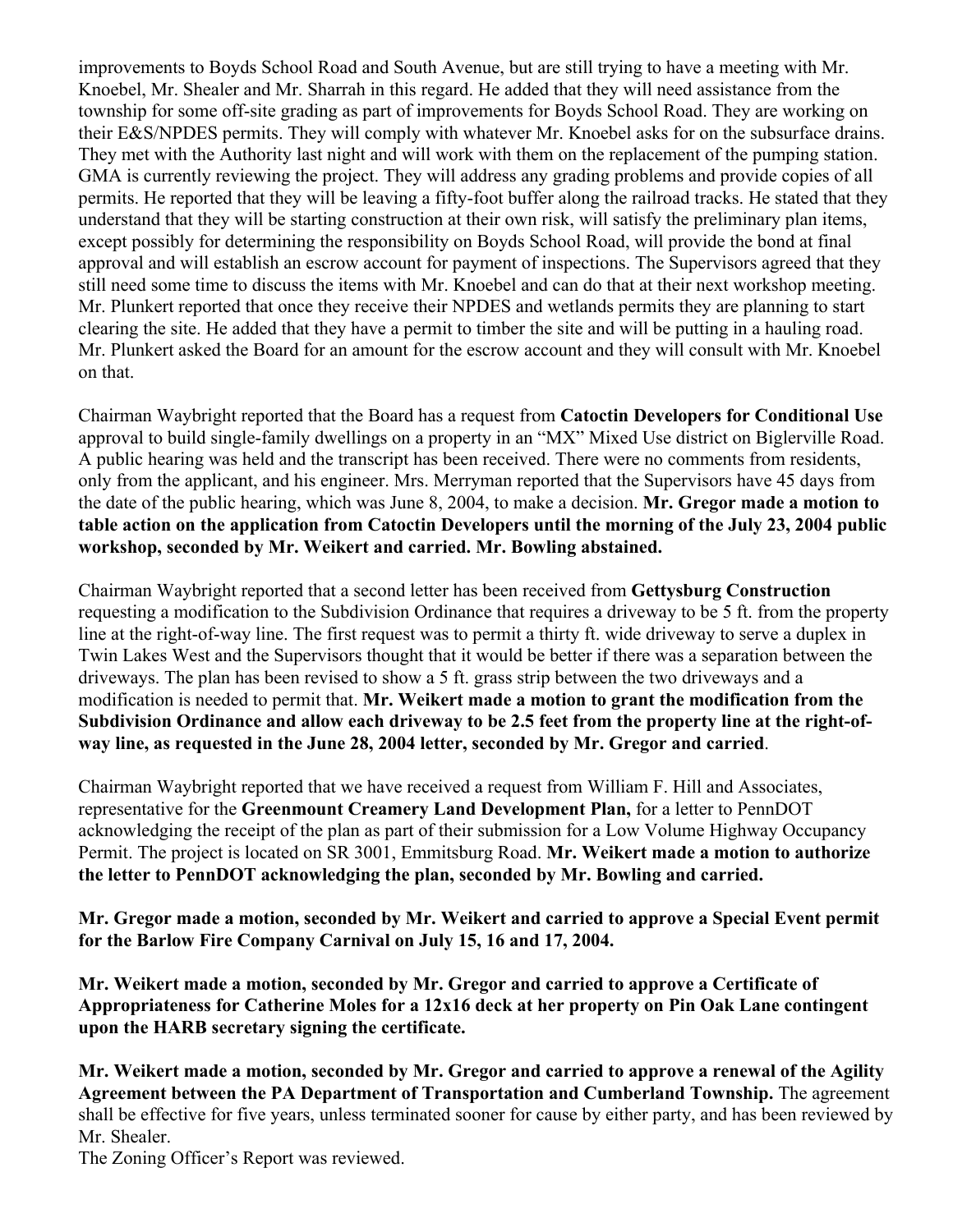improvements to Boyds School Road and South Avenue, but are still trying to have a meeting with Mr. Knoebel, Mr. Shealer and Mr. Sharrah in this regard. He added that they will need assistance from the township for some off-site grading as part of improvements for Boyds School Road. They are working on their E&S/NPDES permits. They will comply with whatever Mr. Knoebel asks for on the subsurface drains. They met with the Authority last night and will work with them on the replacement of the pumping station. GMA is currently reviewing the project. They will address any grading problems and provide copies of all permits. He reported that they will be leaving a fifty-foot buffer along the railroad tracks. He stated that they understand that they will be starting construction at their own risk, will satisfy the preliminary plan items, except possibly for determining the responsibility on Boyds School Road, will provide the bond at final approval and will establish an escrow account for payment of inspections. The Supervisors agreed that they still need some time to discuss the items with Mr. Knoebel and can do that at their next workshop meeting. Mr. Plunkert reported that once they receive their NPDES and wetlands permits they are planning to start clearing the site. He added that they have a permit to timber the site and will be putting in a hauling road. Mr. Plunkert asked the Board for an amount for the escrow account and they will consult with Mr. Knoebel on that.

Chairman Waybright reported that the Board has a request from **Catoctin Developers for Conditional Use** approval to build single-family dwellings on a property in an "MX" Mixed Use district on Biglerville Road. A public hearing was held and the transcript has been received. There were no comments from residents, only from the applicant, and his engineer. Mrs. Merryman reported that the Supervisors have 45 days from the date of the public hearing, which was June 8, 2004, to make a decision. **Mr. Gregor made a motion to table action on the application from Catoctin Developers until the morning of the July 23, 2004 public workshop, seconded by Mr. Weikert and carried. Mr. Bowling abstained.**

Chairman Waybright reported that a second letter has been received from **Gettysburg Construction** requesting a modification to the Subdivision Ordinance that requires a driveway to be 5 ft. from the property line at the right-of-way line. The first request was to permit a thirty ft. wide driveway to serve a duplex in Twin Lakes West and the Supervisors thought that it would be better if there was a separation between the driveways. The plan has been revised to show a 5 ft. grass strip between the two driveways and a modification is needed to permit that. **Mr. Weikert made a motion to grant the modification from the Subdivision Ordinance and allow each driveway to be 2.5 feet from the property line at the right-of-way line, as requested in the June 28, 2004 letter, seconded by Mr. Gregor and carried**.

Chairman Waybright reported that we have received a request from William F. Hill and Associates, representative for the **Greenmount Creamery Land Development Plan,** for a letter to PennDOT acknowledging the receipt of the plan as part of their submission for a Low Volume Highway Occupancy Permit. The project is located on SR 3001, Emmitsburg Road. **Mr. Weikert made a motion to authorize the letter to PennDOT acknowledging the plan, seconded by Mr. Bowling and carried.**

**Mr. Gregor made a motion, seconded by Mr. Weikert and carried to approve a Special Event permit for the Barlow Fire Company Carnival on July 15, 16 and 17, 2004.**

**Mr. Weikert made a motion, seconded by Mr. Gregor and carried to approve a Certificate of Appropriateness for Catherine Moles for a 12x16 deck at her property on Pin Oak Lane contingent upon the HARB secretary signing the certificate.**

**Mr. Weikert made a motion, seconded by Mr. Gregor and carried to approve a renewal of the Agility Agreement between the PA Department of Transportation and Cumberland Township.** The agreement shall be effective for five years, unless terminated sooner for cause by either party, and has been reviewed by Mr. Shealer.

The Zoning Officer's Report was reviewed.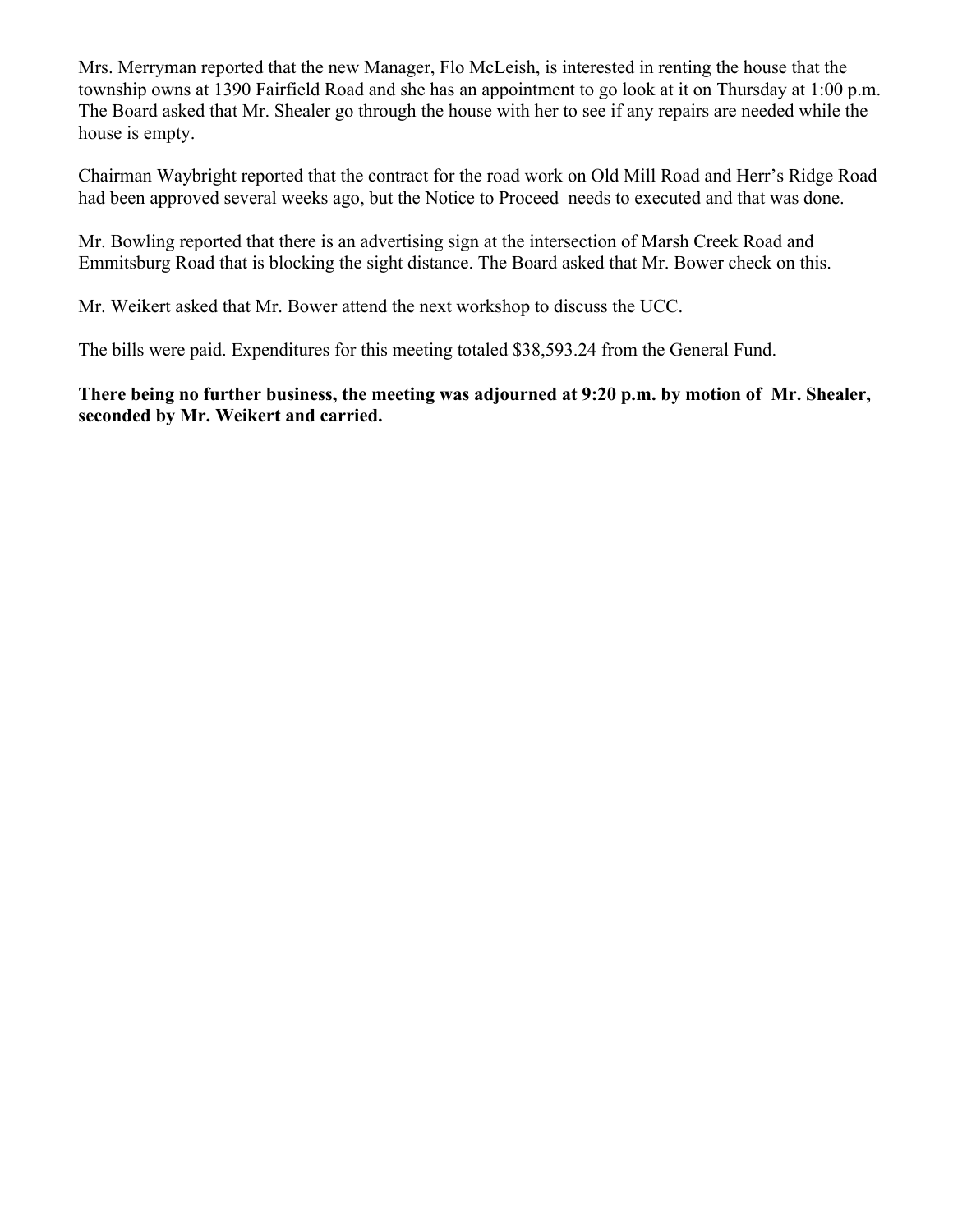Mrs. Merryman reported that the new Manager, Flo McLeish, is interested in renting the house that the township owns at 1390 Fairfield Road and she has an appointment to go look at it on Thursday at 1:00 p.m. The Board asked that Mr. Shealer go through the house with her to see if any repairs are needed while the house is empty.

Chairman Waybright reported that the contract for the road work on Old Mill Road and Herr's Ridge Road had been approved several weeks ago, but the Notice to Proceed needs to executed and that was done.

Mr. Bowling reported that there is an advertising sign at the intersection of Marsh Creek Road and Emmitsburg Road that is blocking the sight distance. The Board asked that Mr. Bower check on this.

Mr. Weikert asked that Mr. Bower attend the next workshop to discuss the UCC.

The bills were paid. Expenditures for this meeting totaled $38,593.24 from the General Fund.

**There being no further business, the meeting was adjourned at 9:20 p.m. by motion of Mr. Shealer, seconded by Mr. Weikert and carried.**